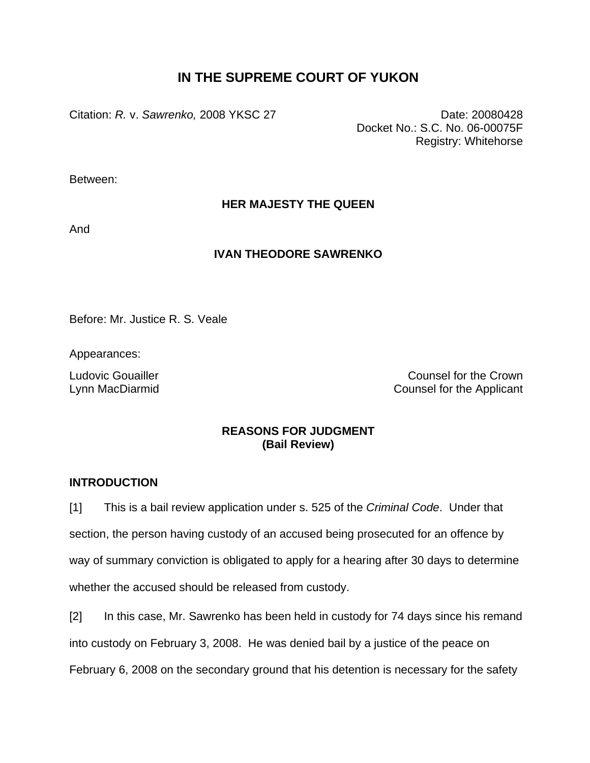# IN THE SUPREME COURT OF YUKON

Citation: *R.* v. *Sawrenko,* 2008 YKSC 27

Date: 20080428
Docket No.: S.C. No. 06-00075F
Registry: Whitehorse

Between:

**HER MAJESTY THE QUEEN**

And

**IVAN THEODORE SAWRENKO**

Before: Mr. Justice R. S. Veale

Appearances:

Ludovic Gouailler — Counsel for the Crown
Lynn MacDiarmid — Counsel for the Applicant

**REASONS FOR JUDGMENT**
**(Bail Review)**

## INTRODUCTION

[1] This is a bail review application under s. 525 of the *Criminal Code*. Under that section, the person having custody of an accused being prosecuted for an offence by way of summary conviction is obligated to apply for a hearing after 30 days to determine whether the accused should be released from custody.

[2] In this case, Mr. Sawrenko has been held in custody for 74 days since his remand into custody on February 3, 2008. He was denied bail by a justice of the peace on February 6, 2008 on the secondary ground that his detention is necessary for the safety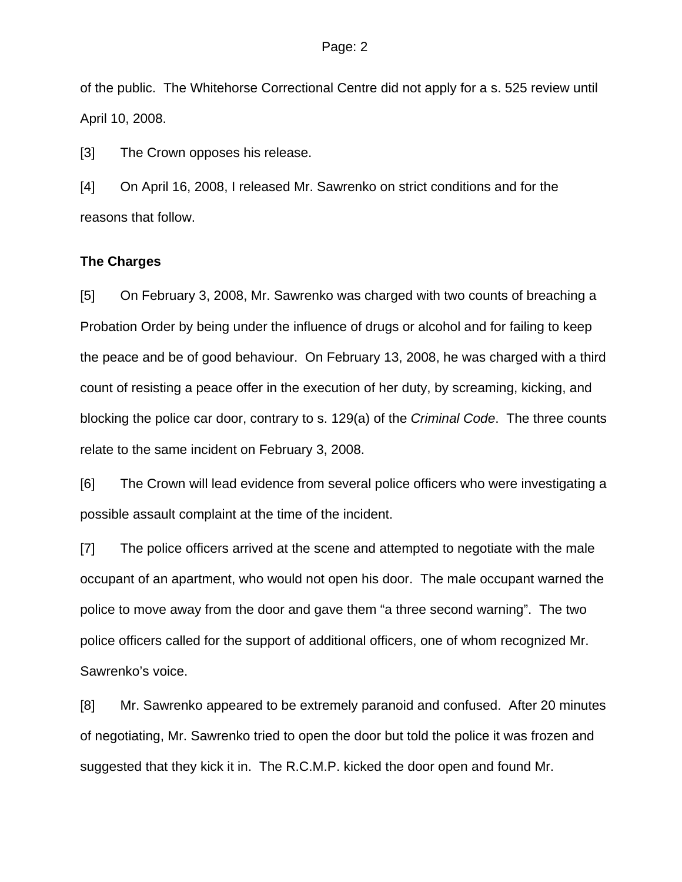of the public. The Whitehorse Correctional Centre did not apply for a s. 525 review until April 10, 2008.

[3] The Crown opposes his release.

[4] On April 16, 2008, I released Mr. Sawrenko on strict conditions and for the reasons that follow.

**The Charges**

[5] On February 3, 2008, Mr. Sawrenko was charged with two counts of breaching a Probation Order by being under the influence of drugs or alcohol and for failing to keep the peace and be of good behaviour. On February 13, 2008, he was charged with a third count of resisting a peace offer in the execution of her duty, by screaming, kicking, and blocking the police car door, contrary to s. 129(a) of the *Criminal Code*. The three counts relate to the same incident on February 3, 2008.

[6] The Crown will lead evidence from several police officers who were investigating a possible assault complaint at the time of the incident.

[7] The police officers arrived at the scene and attempted to negotiate with the male occupant of an apartment, who would not open his door. The male occupant warned the police to move away from the door and gave them "a three second warning". The two police officers called for the support of additional officers, one of whom recognized Mr. Sawrenko's voice.

[8] Mr. Sawrenko appeared to be extremely paranoid and confused. After 20 minutes of negotiating, Mr. Sawrenko tried to open the door but told the police it was frozen and suggested that they kick it in. The R.C.M.P. kicked the door open and found Mr.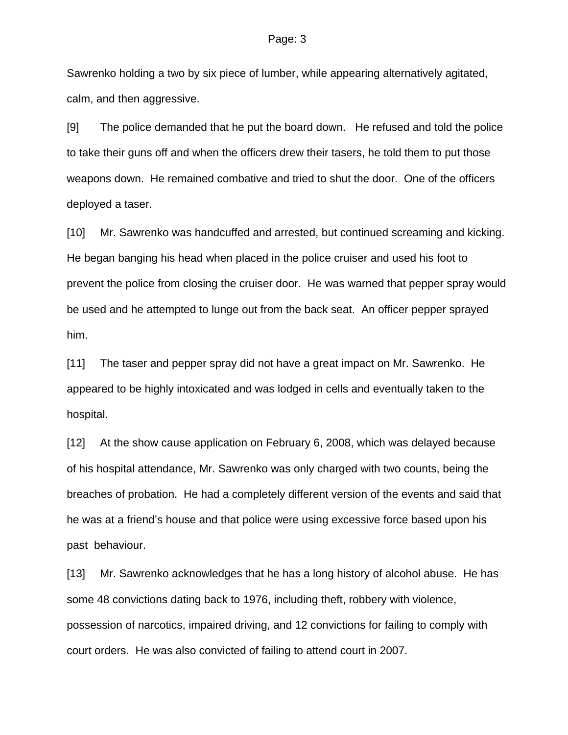Sawrenko holding a two by six piece of lumber, while appearing alternatively agitated, calm, and then aggressive.

[9] The police demanded that he put the board down. He refused and told the police to take their guns off and when the officers drew their tasers, he told them to put those weapons down. He remained combative and tried to shut the door. One of the officers deployed a taser.

[10] Mr. Sawrenko was handcuffed and arrested, but continued screaming and kicking. He began banging his head when placed in the police cruiser and used his foot to prevent the police from closing the cruiser door. He was warned that pepper spray would be used and he attempted to lunge out from the back seat. An officer pepper sprayed him.

[11] The taser and pepper spray did not have a great impact on Mr. Sawrenko. He appeared to be highly intoxicated and was lodged in cells and eventually taken to the hospital.

[12] At the show cause application on February 6, 2008, which was delayed because of his hospital attendance, Mr. Sawrenko was only charged with two counts, being the breaches of probation. He had a completely different version of the events and said that he was at a friend's house and that police were using excessive force based upon his past behaviour.

[13] Mr. Sawrenko acknowledges that he has a long history of alcohol abuse. He has some 48 convictions dating back to 1976, including theft, robbery with violence, possession of narcotics, impaired driving, and 12 convictions for failing to comply with court orders. He was also convicted of failing to attend court in 2007.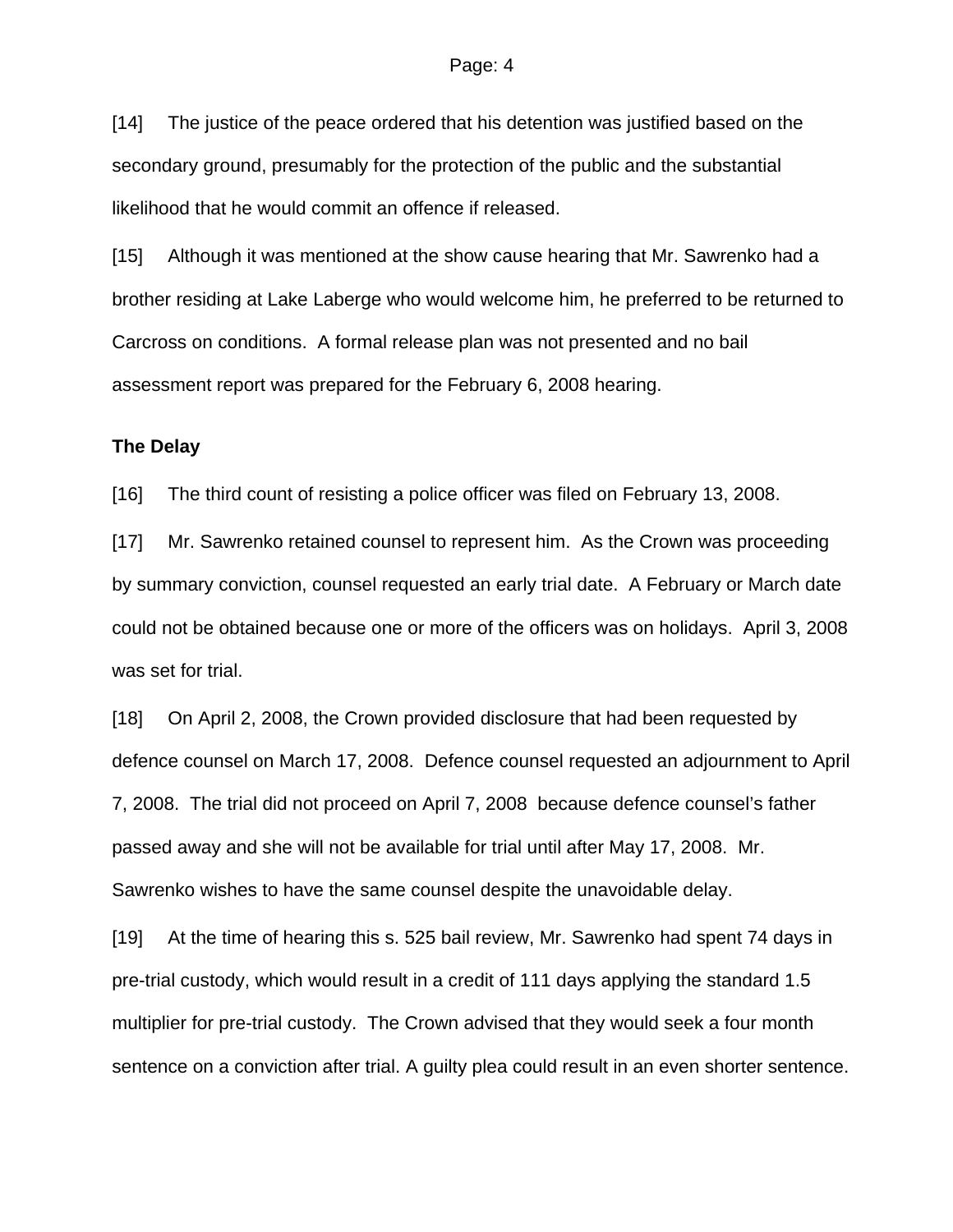[14] The justice of the peace ordered that his detention was justified based on the secondary ground, presumably for the protection of the public and the substantial likelihood that he would commit an offence if released.

[15] Although it was mentioned at the show cause hearing that Mr. Sawrenko had a brother residing at Lake Laberge who would welcome him, he preferred to be returned to Carcross on conditions. A formal release plan was not presented and no bail assessment report was prepared for the February 6, 2008 hearing.

**The Delay**

[16] The third count of resisting a police officer was filed on February 13, 2008.

[17] Mr. Sawrenko retained counsel to represent him. As the Crown was proceeding by summary conviction, counsel requested an early trial date. A February or March date could not be obtained because one or more of the officers was on holidays. April 3, 2008 was set for trial.

[18] On April 2, 2008, the Crown provided disclosure that had been requested by defence counsel on March 17, 2008. Defence counsel requested an adjournment to April 7, 2008. The trial did not proceed on April 7, 2008 because defence counsel's father passed away and she will not be available for trial until after May 17, 2008. Mr. Sawrenko wishes to have the same counsel despite the unavoidable delay.

[19] At the time of hearing this s. 525 bail review, Mr. Sawrenko had spent 74 days in pre-trial custody, which would result in a credit of 111 days applying the standard 1.5 multiplier for pre-trial custody. The Crown advised that they would seek a four month sentence on a conviction after trial. A guilty plea could result in an even shorter sentence.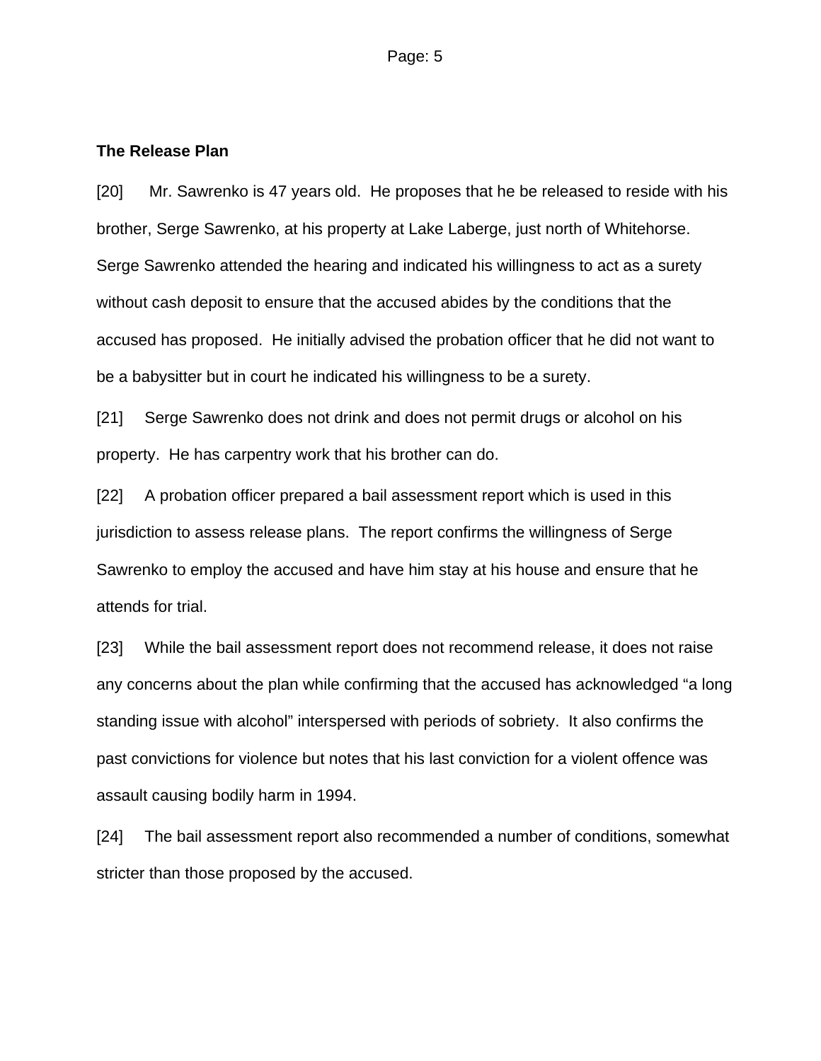**The Release Plan**

[20] Mr. Sawrenko is 47 years old. He proposes that he be released to reside with his brother, Serge Sawrenko, at his property at Lake Laberge, just north of Whitehorse. Serge Sawrenko attended the hearing and indicated his willingness to act as a surety without cash deposit to ensure that the accused abides by the conditions that the accused has proposed. He initially advised the probation officer that he did not want to be a babysitter but in court he indicated his willingness to be a surety.

[21] Serge Sawrenko does not drink and does not permit drugs or alcohol on his property. He has carpentry work that his brother can do.

[22] A probation officer prepared a bail assessment report which is used in this jurisdiction to assess release plans. The report confirms the willingness of Serge Sawrenko to employ the accused and have him stay at his house and ensure that he attends for trial.

[23] While the bail assessment report does not recommend release, it does not raise any concerns about the plan while confirming that the accused has acknowledged "a long standing issue with alcohol" interspersed with periods of sobriety. It also confirms the past convictions for violence but notes that his last conviction for a violent offence was assault causing bodily harm in 1994.

[24] The bail assessment report also recommended a number of conditions, somewhat stricter than those proposed by the accused.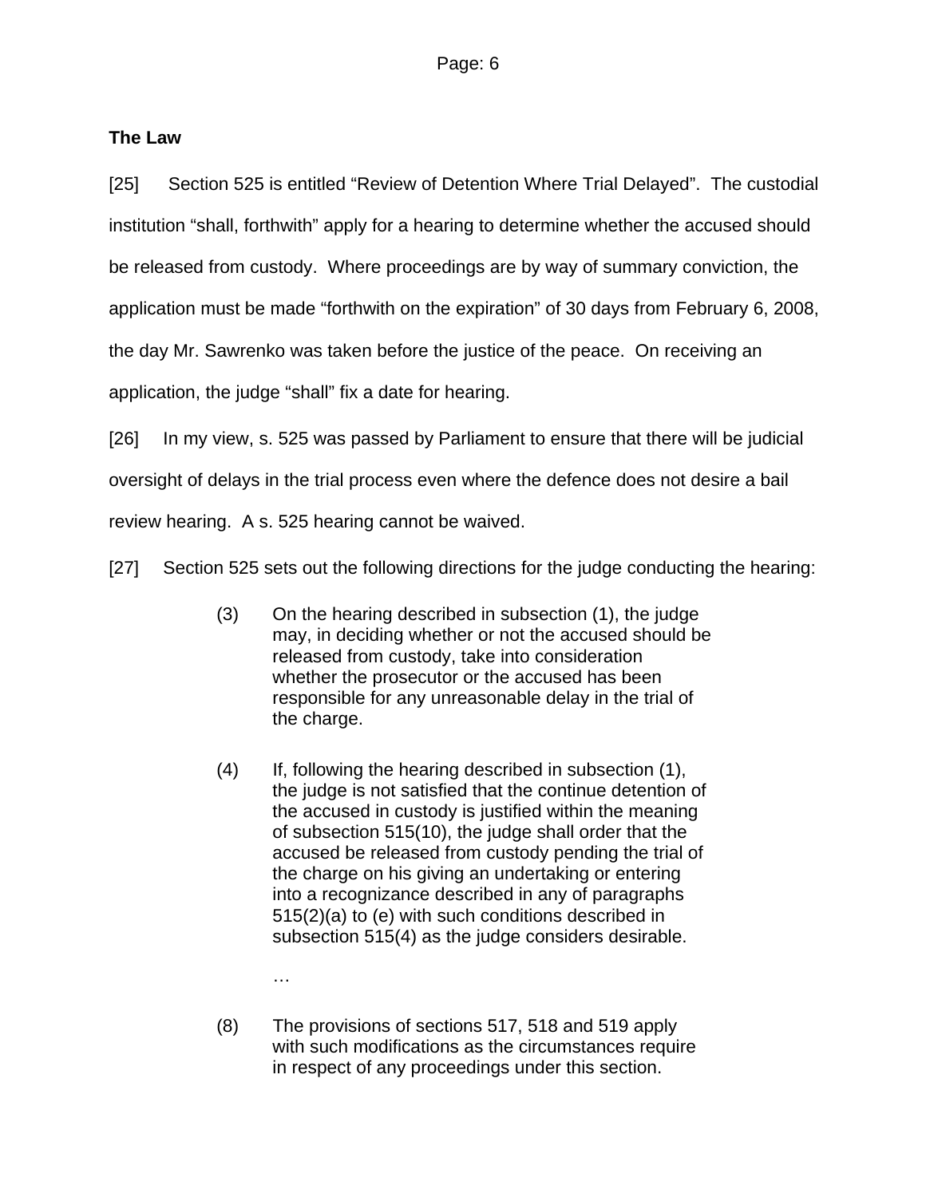**The Law**

[25] Section 525 is entitled "Review of Detention Where Trial Delayed". The custodial institution "shall, forthwith" apply for a hearing to determine whether the accused should be released from custody. Where proceedings are by way of summary conviction, the application must be made "forthwith on the expiration" of 30 days from February 6, 2008, the day Mr. Sawrenko was taken before the justice of the peace. On receiving an application, the judge "shall" fix a date for hearing.

[26] In my view, s. 525 was passed by Parliament to ensure that there will be judicial oversight of delays in the trial process even where the defence does not desire a bail review hearing. A s. 525 hearing cannot be waived.

[27] Section 525 sets out the following directions for the judge conducting the hearing:

> (3) On the hearing described in subsection (1), the judge may, in deciding whether or not the accused should be released from custody, take into consideration whether the prosecutor or the accused has been responsible for any unreasonable delay in the trial of the charge.
>
> (4) If, following the hearing described in subsection (1), the judge is not satisfied that the continue detention of the accused in custody is justified within the meaning of subsection 515(10), the judge shall order that the accused be released from custody pending the trial of the charge on his giving an undertaking or entering into a recognizance described in any of paragraphs 515(2)(a) to (e) with such conditions described in subsection 515(4) as the judge considers desirable.
>
> …
>
> (8) The provisions of sections 517, 518 and 519 apply with such modifications as the circumstances require in respect of any proceedings under this section.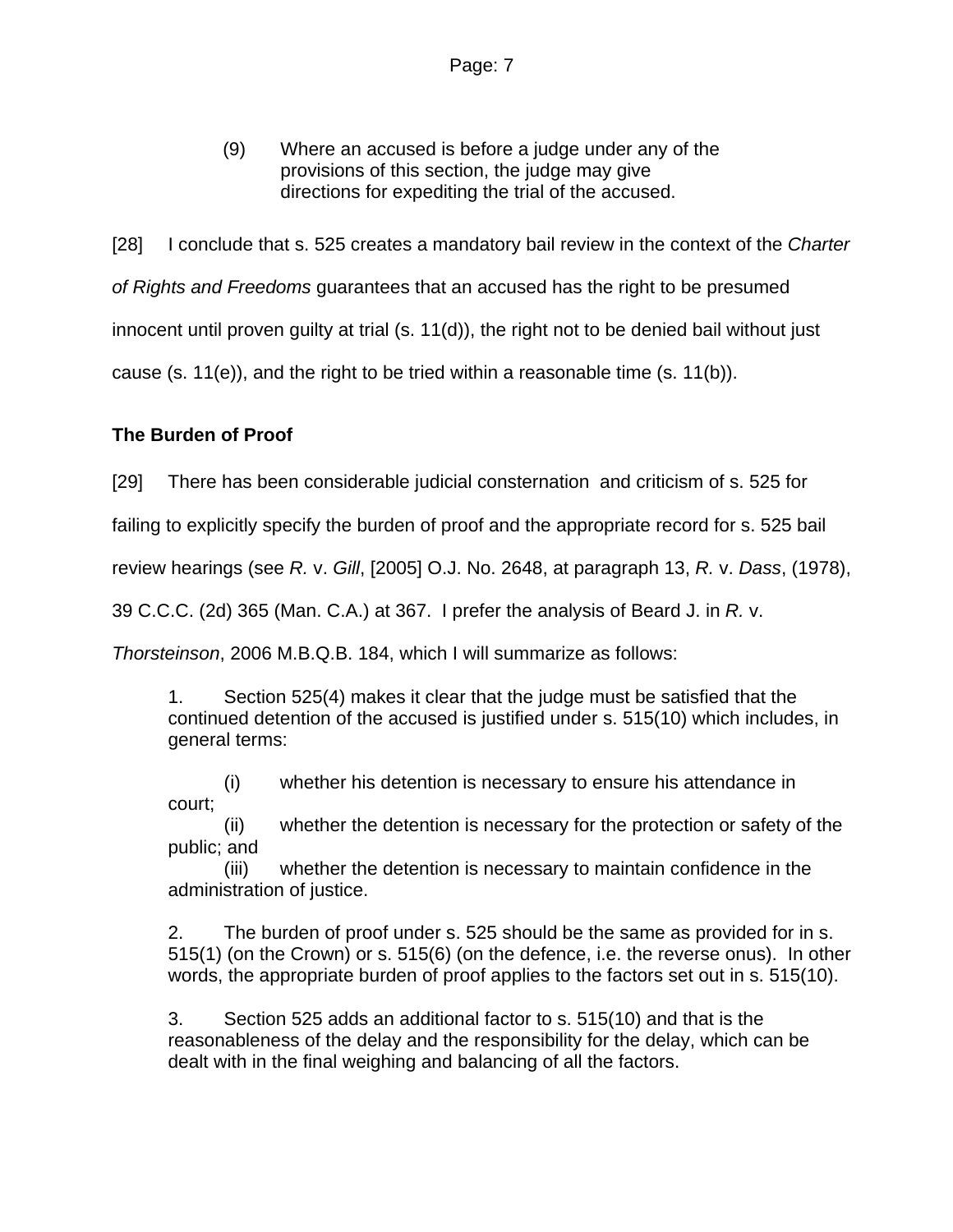(9) Where an accused is before a judge under any of the provisions of this section, the judge may give directions for expediting the trial of the accused.

[28] I conclude that s. 525 creates a mandatory bail review in the context of the *Charter of Rights and Freedoms* guarantees that an accused has the right to be presumed innocent until proven guilty at trial (s. 11(d)), the right not to be denied bail without just cause (s. 11(e)), and the right to be tried within a reasonable time (s. 11(b)).

**The Burden of Proof**

[29] There has been considerable judicial consternation and criticism of s. 525 for failing to explicitly specify the burden of proof and the appropriate record for s. 525 bail review hearings (see *R.* v. *Gill*, [2005] O.J. No. 2648, at paragraph 13, *R.* v. *Dass*, (1978), 39 C.C.C. (2d) 365 (Man. C.A.) at 367. I prefer the analysis of Beard J. in *R.* v. *Thorsteinson*, 2006 M.B.Q.B. 184, which I will summarize as follows:

> 1. Section 525(4) makes it clear that the judge must be satisfied that the continued detention of the accused is justified under s. 515(10) which includes, in general terms:
>
> (i) whether his detention is necessary to ensure his attendance in court;
> (ii) whether the detention is necessary for the protection or safety of the public; and
> (iii) whether the detention is necessary to maintain confidence in the administration of justice.
>
> 2. The burden of proof under s. 525 should be the same as provided for in s. 515(1) (on the Crown) or s. 515(6) (on the defence, i.e. the reverse onus). In other words, the appropriate burden of proof applies to the factors set out in s. 515(10).
>
> 3. Section 525 adds an additional factor to s. 515(10) and that is the reasonableness of the delay and the responsibility for the delay, which can be dealt with in the final weighing and balancing of all the factors.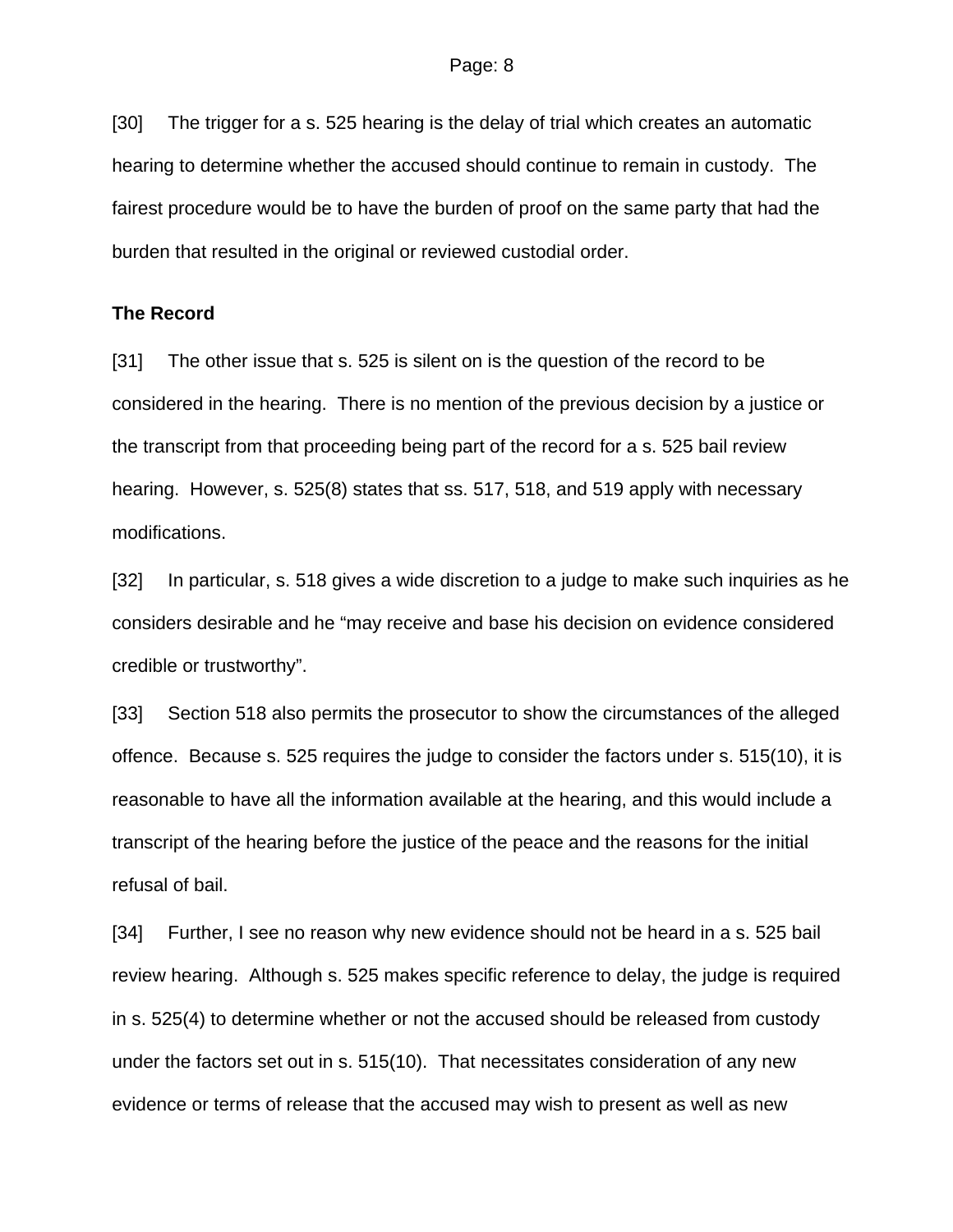[30] The trigger for a s. 525 hearing is the delay of trial which creates an automatic hearing to determine whether the accused should continue to remain in custody. The fairest procedure would be to have the burden of proof on the same party that had the burden that resulted in the original or reviewed custodial order.

**The Record**

[31] The other issue that s. 525 is silent on is the question of the record to be considered in the hearing. There is no mention of the previous decision by a justice or the transcript from that proceeding being part of the record for a s. 525 bail review hearing. However, s. 525(8) states that ss. 517, 518, and 519 apply with necessary modifications.

[32] In particular, s. 518 gives a wide discretion to a judge to make such inquiries as he considers desirable and he "may receive and base his decision on evidence considered credible or trustworthy".

[33] Section 518 also permits the prosecutor to show the circumstances of the alleged offence. Because s. 525 requires the judge to consider the factors under s. 515(10), it is reasonable to have all the information available at the hearing, and this would include a transcript of the hearing before the justice of the peace and the reasons for the initial refusal of bail.

[34] Further, I see no reason why new evidence should not be heard in a s. 525 bail review hearing. Although s. 525 makes specific reference to delay, the judge is required in s. 525(4) to determine whether or not the accused should be released from custody under the factors set out in s. 515(10). That necessitates consideration of any new evidence or terms of release that the accused may wish to present as well as new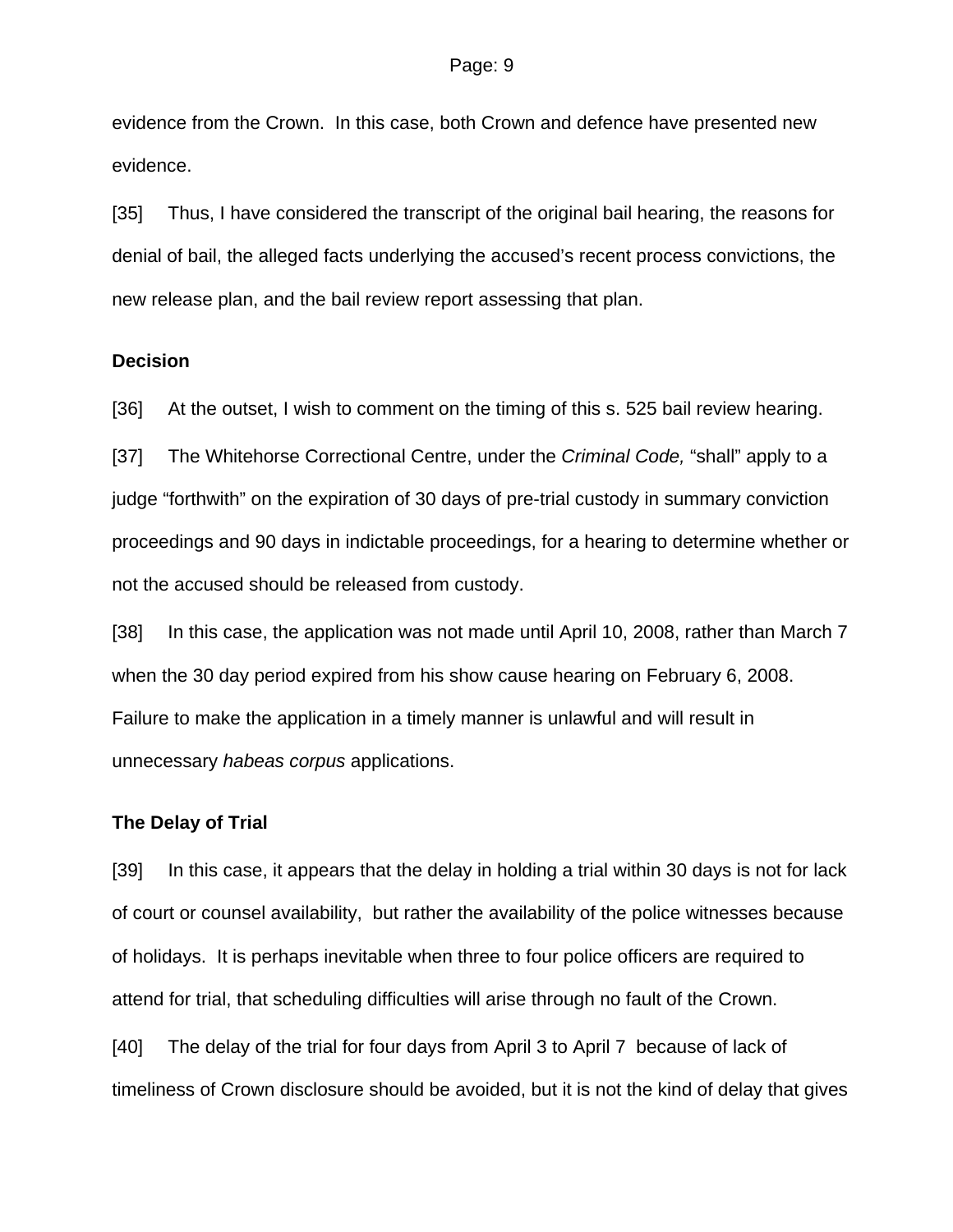evidence from the Crown. In this case, both Crown and defence have presented new evidence.

[35] Thus, I have considered the transcript of the original bail hearing, the reasons for denial of bail, the alleged facts underlying the accused's recent process convictions, the new release plan, and the bail review report assessing that plan.

**Decision**

[36] At the outset, I wish to comment on the timing of this s. 525 bail review hearing.

[37] The Whitehorse Correctional Centre, under the *Criminal Code,* "shall" apply to a judge "forthwith" on the expiration of 30 days of pre-trial custody in summary conviction proceedings and 90 days in indictable proceedings, for a hearing to determine whether or not the accused should be released from custody.

[38] In this case, the application was not made until April 10, 2008, rather than March 7 when the 30 day period expired from his show cause hearing on February 6, 2008. Failure to make the application in a timely manner is unlawful and will result in unnecessary *habeas corpus* applications.

**The Delay of Trial**

[39] In this case, it appears that the delay in holding a trial within 30 days is not for lack of court or counsel availability, but rather the availability of the police witnesses because of holidays. It is perhaps inevitable when three to four police officers are required to attend for trial, that scheduling difficulties will arise through no fault of the Crown.

[40] The delay of the trial for four days from April 3 to April 7 because of lack of timeliness of Crown disclosure should be avoided, but it is not the kind of delay that gives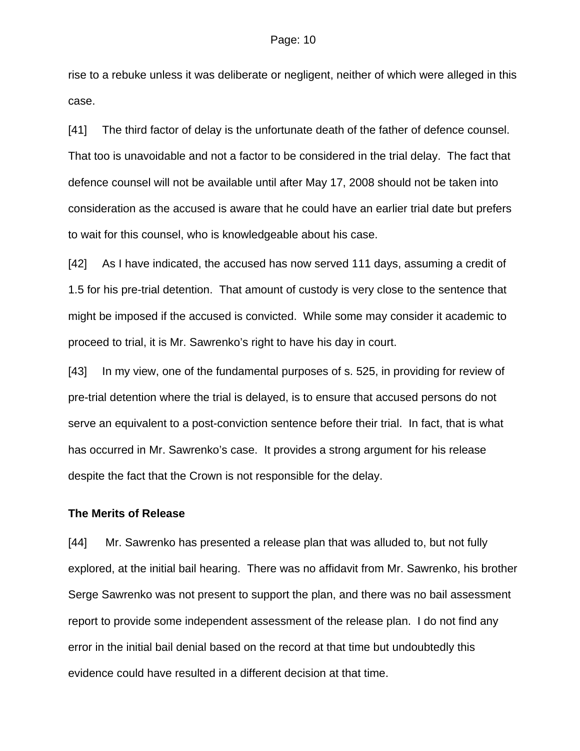rise to a rebuke unless it was deliberate or negligent, neither of which were alleged in this case.

[41] The third factor of delay is the unfortunate death of the father of defence counsel. That too is unavoidable and not a factor to be considered in the trial delay. The fact that defence counsel will not be available until after May 17, 2008 should not be taken into consideration as the accused is aware that he could have an earlier trial date but prefers to wait for this counsel, who is knowledgeable about his case.

[42] As I have indicated, the accused has now served 111 days, assuming a credit of 1.5 for his pre-trial detention. That amount of custody is very close to the sentence that might be imposed if the accused is convicted. While some may consider it academic to proceed to trial, it is Mr. Sawrenko's right to have his day in court.

[43] In my view, one of the fundamental purposes of s. 525, in providing for review of pre-trial detention where the trial is delayed, is to ensure that accused persons do not serve an equivalent to a post-conviction sentence before their trial. In fact, that is what has occurred in Mr. Sawrenko's case. It provides a strong argument for his release despite the fact that the Crown is not responsible for the delay.

**The Merits of Release**

[44] Mr. Sawrenko has presented a release plan that was alluded to, but not fully explored, at the initial bail hearing. There was no affidavit from Mr. Sawrenko, his brother Serge Sawrenko was not present to support the plan, and there was no bail assessment report to provide some independent assessment of the release plan. I do not find any error in the initial bail denial based on the record at that time but undoubtedly this evidence could have resulted in a different decision at that time.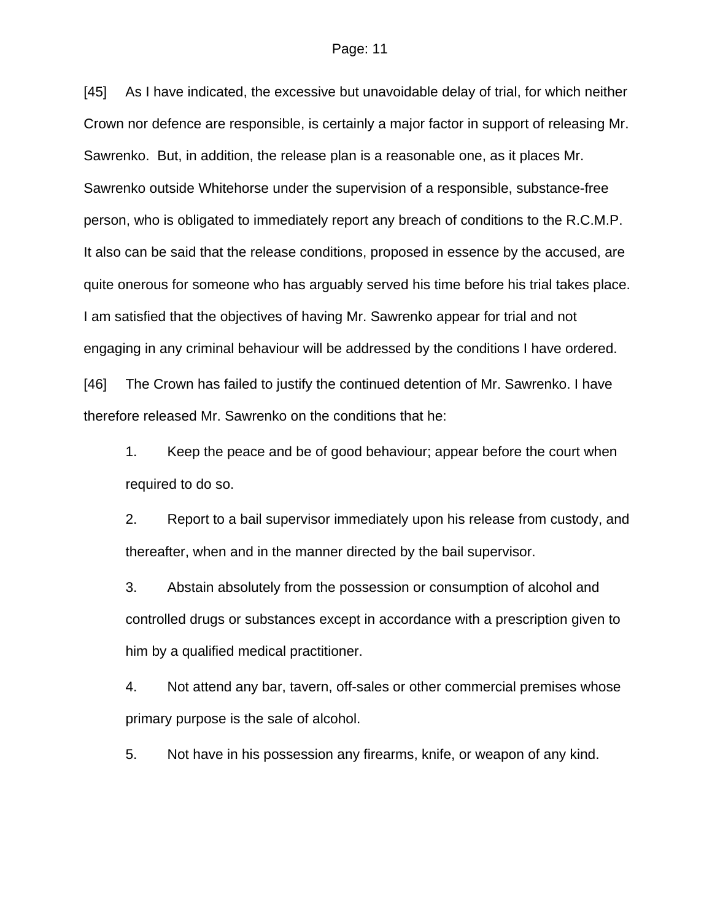[45] As I have indicated, the excessive but unavoidable delay of trial, for which neither Crown nor defence are responsible, is certainly a major factor in support of releasing Mr. Sawrenko. But, in addition, the release plan is a reasonable one, as it places Mr. Sawrenko outside Whitehorse under the supervision of a responsible, substance-free person, who is obligated to immediately report any breach of conditions to the R.C.M.P. It also can be said that the release conditions, proposed in essence by the accused, are quite onerous for someone who has arguably served his time before his trial takes place. I am satisfied that the objectives of having Mr. Sawrenko appear for trial and not engaging in any criminal behaviour will be addressed by the conditions I have ordered.

[46] The Crown has failed to justify the continued detention of Mr. Sawrenko. I have therefore released Mr. Sawrenko on the conditions that he:

1. Keep the peace and be of good behaviour; appear before the court when required to do so.

2. Report to a bail supervisor immediately upon his release from custody, and thereafter, when and in the manner directed by the bail supervisor.

3. Abstain absolutely from the possession or consumption of alcohol and controlled drugs or substances except in accordance with a prescription given to him by a qualified medical practitioner.

4. Not attend any bar, tavern, off-sales or other commercial premises whose primary purpose is the sale of alcohol.

5. Not have in his possession any firearms, knife, or weapon of any kind.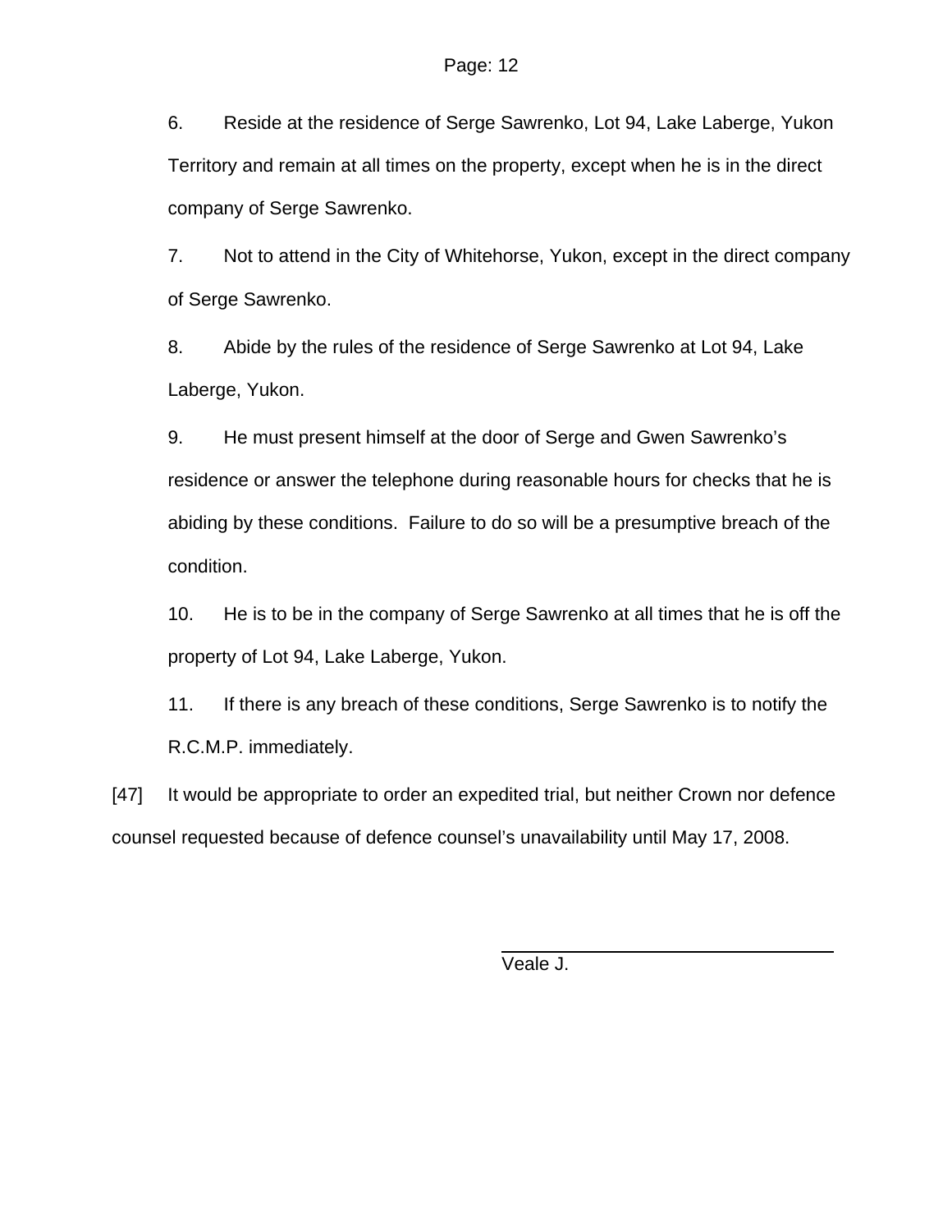6. Reside at the residence of Serge Sawrenko, Lot 94, Lake Laberge, Yukon Territory and remain at all times on the property, except when he is in the direct company of Serge Sawrenko.

7. Not to attend in the City of Whitehorse, Yukon, except in the direct company of Serge Sawrenko.

8. Abide by the rules of the residence of Serge Sawrenko at Lot 94, Lake Laberge, Yukon.

9. He must present himself at the door of Serge and Gwen Sawrenko's residence or answer the telephone during reasonable hours for checks that he is abiding by these conditions. Failure to do so will be a presumptive breach of the condition.

10. He is to be in the company of Serge Sawrenko at all times that he is off the property of Lot 94, Lake Laberge, Yukon.

11. If there is any breach of these conditions, Serge Sawrenko is to notify the R.C.M.P. immediately.

[47] It would be appropriate to order an expedited trial, but neither Crown nor defence counsel requested because of defence counsel's unavailability until May 17, 2008.

Veale J.